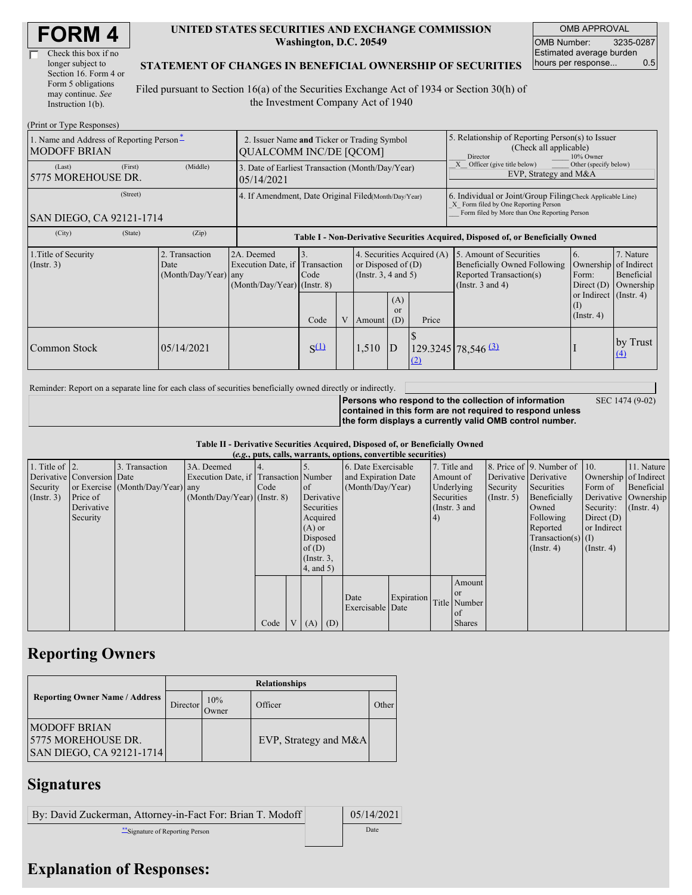# FORM 4

☐ Check this box if no longer subject to Section 16. Form 4 or Form 5 obligations may continue. *See* Instruction 1(b).

**UNITED STATES SECURITIES AND EXCHANGE COMMISSION**
**Washington, D.C. 20549**

**STATEMENT OF CHANGES IN BENEFICIAL OWNERSHIP OF SECURITIES**

Filed pursuant to Section 16(a) of the Securities Exchange Act of 1934 or Section 30(h) of the Investment Company Act of 1940

| OMB APPROVAL | |
|---|---|
| OMB Number: | 3235-0287 |
| Estimated average burden hours per response... | 0.5 |

(Print or Type Responses)

| 1. Name and Address of Reporting Person* | 2. Issuer Name **and** Ticker or Trading Symbol | 5. Relationship of Reporting Person(s) to Issuer (Check all applicable) |
|---|---|---|
| MODOFF BRIAN | QUALCOMM INC/DE [QCOM] | ___ Director ___ 10% Owner |
| (Last) (First) (Middle) 5775 MOREHOUSE DR. | 3. Date of Earliest Transaction (Month/Day/Year) 05/14/2021 | _X_ Officer (give title below) ___ Other (specify below) EVP, Strategy and M&A |
| (Street) SAN DIEGO, CA 92121-1714 | 4. If Amendment, Date Original Filed(Month/Day/Year) | 6. Individual or Joint/Group Filing(Check Applicable Line) _X_ Form filed by One Reporting Person ___ Form filed by More than One Reporting Person |
| (City) (State) (Zip) | | |

**Table I - Non-Derivative Securities Acquired, Disposed of, or Beneficially Owned**

| 1.Title of Security (Instr. 3) | 2. Transaction Date (Month/Day/Year) | 2A. Deemed Execution Date, if any (Month/Day/Year) | 3. Transaction Code (Instr. 8) Code | V | 4. Securities Acquired (A) or Disposed of (D) (Instr. 3, 4 and 5) Amount | (A) or (D) | Price | 5. Amount of Securities Beneficially Owned Following Reported Transaction(s) (Instr. 3 and 4) | 6. Ownership Form: Direct (D) or Indirect (I) (Instr. 4) | 7. Nature of Indirect Beneficial Ownership (Instr. 4) |
|---|---|---|---|---|---|---|---|---|---|---|
| Common Stock | 05/14/2021 | | S [(1)] | | 1,510 | D | $ 129.3245 [(2)] | 78,546 [(3)] | I | by Trust [(4)] |

Reminder: Report on a separate line for each class of securities beneficially owned directly or indirectly.

**Persons who respond to the collection of information contained in this form are not required to respond unless the form displays a currently valid OMB control number.** SEC 1474 (9-02)

**Table II - Derivative Securities Acquired, Disposed of, or Beneficially Owned**
***(e.g.*, puts, calls, warrants, options, convertible securities)**

| 1. Title of Derivative Security (Instr. 3) | 2. Conversion or Exercise Price of Derivative Security | 3. Transaction Date (Month/Day/Year) | 3A. Deemed Execution Date, if any (Month/Day/Year) | 4. Transaction Code (Instr. 8) Code | V | 5. Number of Derivative Securities Acquired (A) or Disposed of (D) (Instr. 3, 4, and 5) (A) | (D) | 6. Date Exercisable and Expiration Date (Month/Day/Year) Date Exercisable | Expiration Date | 7. Title and Amount of Underlying Securities (Instr. 3 and 4) Title | Amount or Number of Shares | 8. Price of Derivative Security (Instr. 5) | 9. Number of Derivative Securities Beneficially Owned Following Reported Transaction(s) (Instr. 4) | 10. Ownership Form of Derivative Security: Direct (D) or Indirect (I) (Instr. 4) | 11. Nature of Indirect Beneficial Ownership (Instr. 4) |
|---|---|---|---|---|---|---|---|---|---|---|---|---|---|---|---|

## Reporting Owners

| Reporting Owner Name / Address | Director | 10% Owner | Officer | Other |
|---|---|---|---|---|
| MODOFF BRIAN 5775 MOREHOUSE DR. SAN DIEGO, CA 92121-1714 | | | EVP, Strategy and M&A | |

## Signatures

| By: David Zuckerman, Attorney-in-Fact For: Brian T. Modoff | 05/14/2021 |
|---|---|
| **Signature of Reporting Person | Date |

## Explanation of Responses: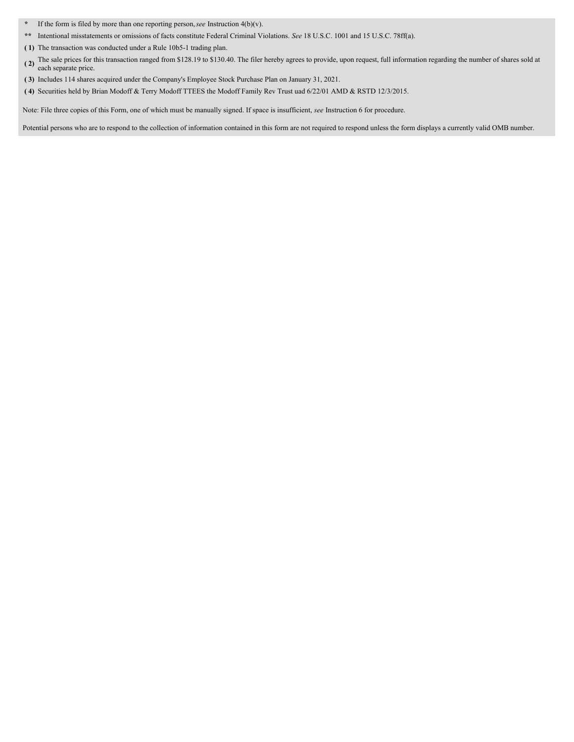\* If the form is filed by more than one reporting person, *see* Instruction 4(b)(v).

\*\* Intentional misstatements or omissions of facts constitute Federal Criminal Violations. *See* 18 U.S.C. 1001 and 15 U.S.C. 78ff(a).

**( 1)** The transaction was conducted under a Rule 10b5-1 trading plan.

**( 2)** The sale prices for this transaction ranged from $128.19 to $130.40. The filer hereby agrees to provide, upon request, full information regarding the number of shares sold at each separate price.

**( 3)** Includes 114 shares acquired under the Company's Employee Stock Purchase Plan on January 31, 2021.

**( 4)** Securities held by Brian Modoff & Terry Modoff TTEES the Modoff Family Rev Trust uad 6/22/01 AMD & RSTD 12/3/2015.

Note: File three copies of this Form, one of which must be manually signed. If space is insufficient, *see* Instruction 6 for procedure.

Potential persons who are to respond to the collection of information contained in this form are not required to respond unless the form displays a currently valid OMB number.